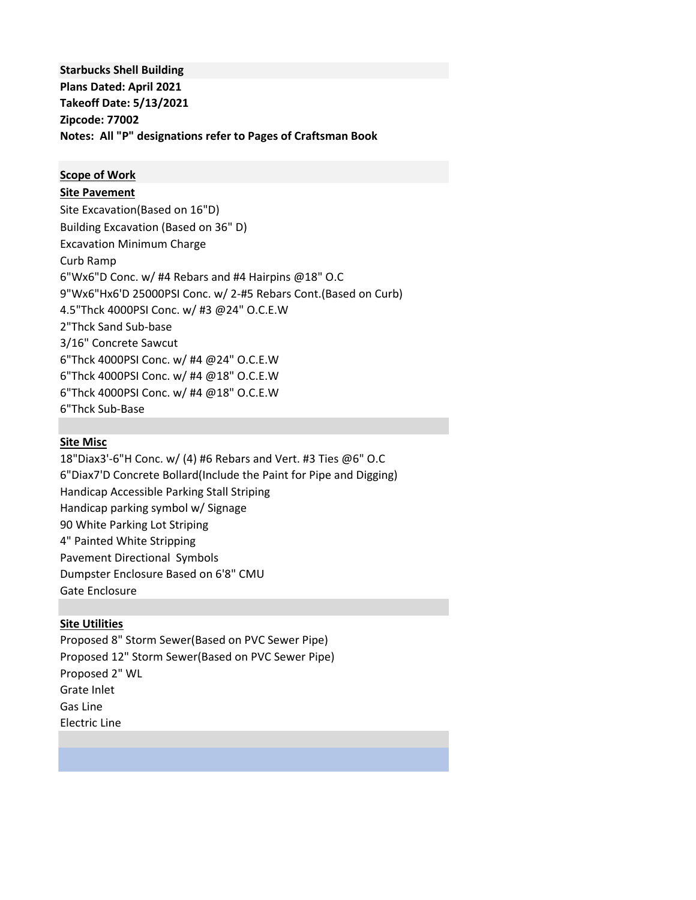**Starbucks Shell Building**
**Plans Dated: April 2021**
**Takeoff Date: 5/13/2021**
**Zipcode: 77002**
**Notes: All "P" designations refer to Pages of Craftsman Book**

## Scope of Work

### Site Pavement

Site Excavation(Based on 16"D)
Building Excavation (Based on 36" D)
Excavation Minimum Charge
Curb Ramp
6"Wx6"D Conc. w/ #4 Rebars and #4 Hairpins @18" O.C
9"Wx6"Hx6'D 25000PSI Conc. w/ 2-#5 Rebars Cont.(Based on Curb)
4.5"Thck 4000PSI Conc. w/ #3 @24" O.C.E.W
2"Thck Sand Sub-base
3/16" Concrete Sawcut
6"Thck 4000PSI Conc. w/ #4 @24" O.C.E.W
6"Thck 4000PSI Conc. w/ #4 @18" O.C.E.W
6"Thck 4000PSI Conc. w/ #4 @18" O.C.E.W
6"Thck Sub-Base

### Site Misc

18"Diax3'-6"H Conc. w/ (4) #6 Rebars and Vert. #3 Ties @6" O.C
6"Diax7'D Concrete Bollard(Include the Paint for Pipe and Digging)
Handicap Accessible Parking Stall Striping
Handicap parking symbol w/ Signage
90 White Parking Lot Striping
4" Painted White Stripping
Pavement Directional Symbols
Dumpster Enclosure Based on 6'8" CMU
Gate Enclosure

### Site Utilities

Proposed 8" Storm Sewer(Based on PVC Sewer Pipe)
Proposed 12" Storm Sewer(Based on PVC Sewer Pipe)
Proposed 2" WL
Grate Inlet
Gas Line
Electric Line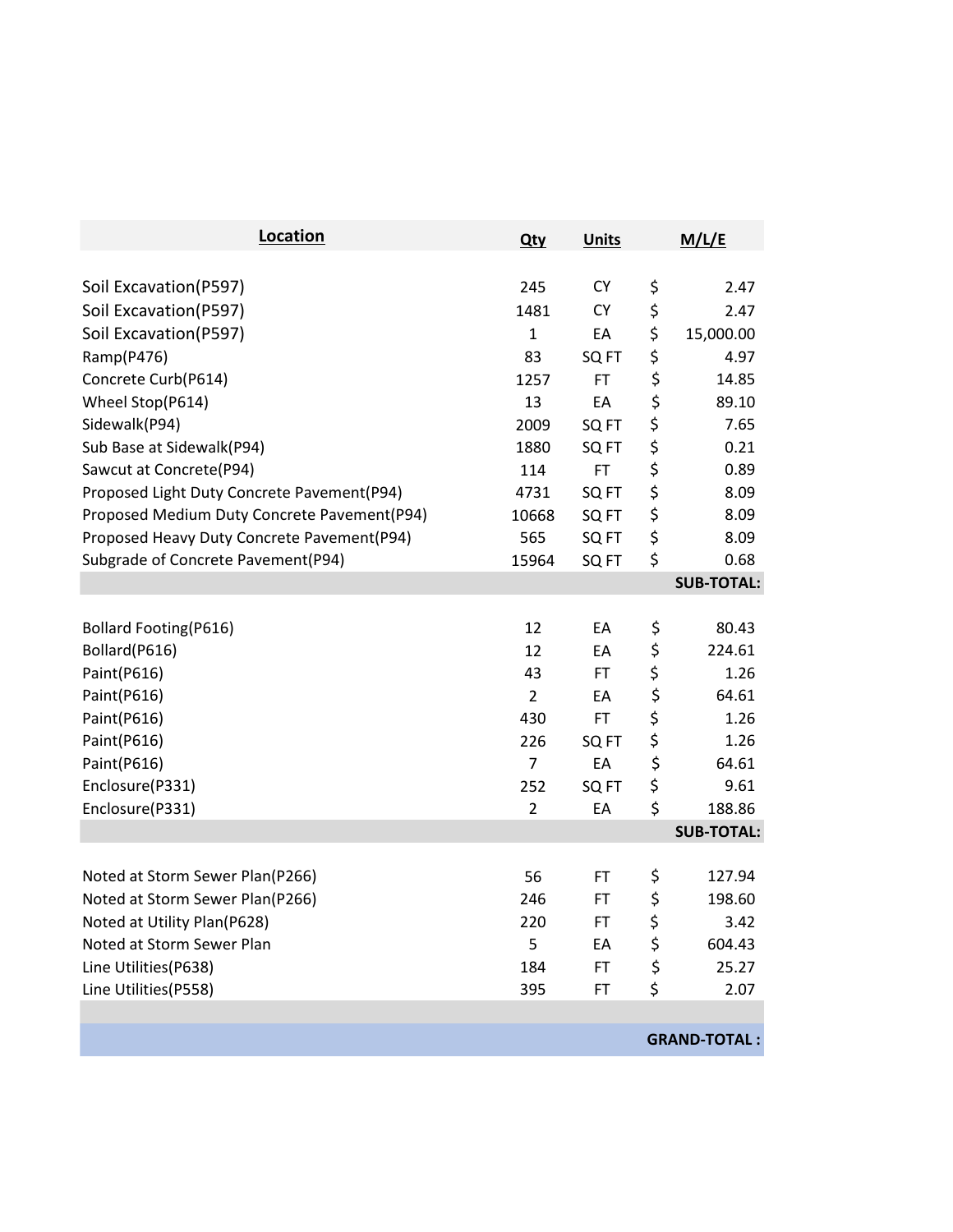| Location | Qty | Units | M/L/E |
|---|---|---|---|
| | | | |
| Soil Excavation(P597) | 245 | CY | $ 2.47 |
| Soil Excavation(P597) | 1481 | CY | $ 2.47 |
| Soil Excavation(P597) | 1 | EA | $ 15,000.00 |
| Ramp(P476) | 83 | SQ FT | $ 4.97 |
| Concrete Curb(P614) | 1257 | FT | $ 14.85 |
| Wheel Stop(P614) | 13 | EA | $ 89.10 |
| Sidewalk(P94) | 2009 | SQ FT | $ 7.65 |
| Sub Base at Sidewalk(P94) | 1880 | SQ FT | $ 0.21 |
| Sawcut at Concrete(P94) | 114 | FT | $ 0.89 |
| Proposed Light Duty Concrete Pavement(P94) | 4731 | SQ FT | $ 8.09 |
| Proposed Medium Duty Concrete Pavement(P94) | 10668 | SQ FT | $ 8.09 |
| Proposed Heavy Duty Concrete Pavement(P94) | 565 | SQ FT | $ 8.09 |
| Subgrade of Concrete Pavement(P94) | 15964 | SQ FT | $ 0.68 |
| | | | **SUB-TOTAL:** |
| | | | |
| Bollard Footing(P616) | 12 | EA | $ 80.43 |
| Bollard(P616) | 12 | EA | $ 224.61 |
| Paint(P616) | 43 | FT | $ 1.26 |
| Paint(P616) | 2 | EA | $ 64.61 |
| Paint(P616) | 430 | FT | $ 1.26 |
| Paint(P616) | 226 | SQ FT | $ 1.26 |
| Paint(P616) | 7 | EA | $ 64.61 |
| Enclosure(P331) | 252 | SQ FT | $ 9.61 |
| Enclosure(P331) | 2 | EA | $ 188.86 |
| | | | **SUB-TOTAL:** |
| | | | |
| Noted at Storm Sewer Plan(P266) | 56 | FT | $ 127.94 |
| Noted at Storm Sewer Plan(P266) | 246 | FT | $ 198.60 |
| Noted at Utility Plan(P628) | 220 | FT | $ 3.42 |
| Noted at Storm Sewer Plan | 5 | EA | $ 604.43 |
| Line Utilities(P638) | 184 | FT | $ 25.27 |
| Line Utilities(P558) | 395 | FT | $ 2.07 |
| | | | |
| | | | **GRAND-TOTAL :** |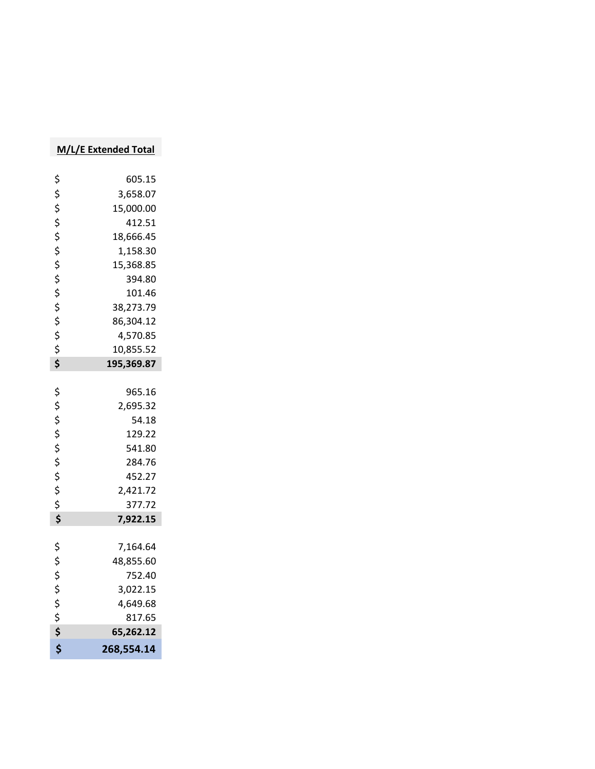| M/L/E Extended Total |
| --- |
| |
| $ 605.15 |
| $ 3,658.07 |
| $ 15,000.00 |
| $ 412.51 |
| $ 18,666.45 |
| $ 1,158.30 |
| $ 15,368.85 |
| $ 394.80 |
| $ 101.46 |
| $ 38,273.79 |
| $ 86,304.12 |
| $ 4,570.85 |
| $ 10,855.52 |
| **$ 195,369.87** |
| |
| $ 965.16 |
| $ 2,695.32 |
| $ 54.18 |
| $ 129.22 |
| $ 541.80 |
| $ 284.76 |
| $ 452.27 |
| $ 2,421.72 |
| $ 377.72 |
| **$ 7,922.15** |
| |
| $ 7,164.64 |
| $ 48,855.60 |
| $ 752.40 |
| $ 3,022.15 |
| $ 4,649.68 |
| $ 817.65 |
| **$ 65,262.12** |
| **$ 268,554.14** |